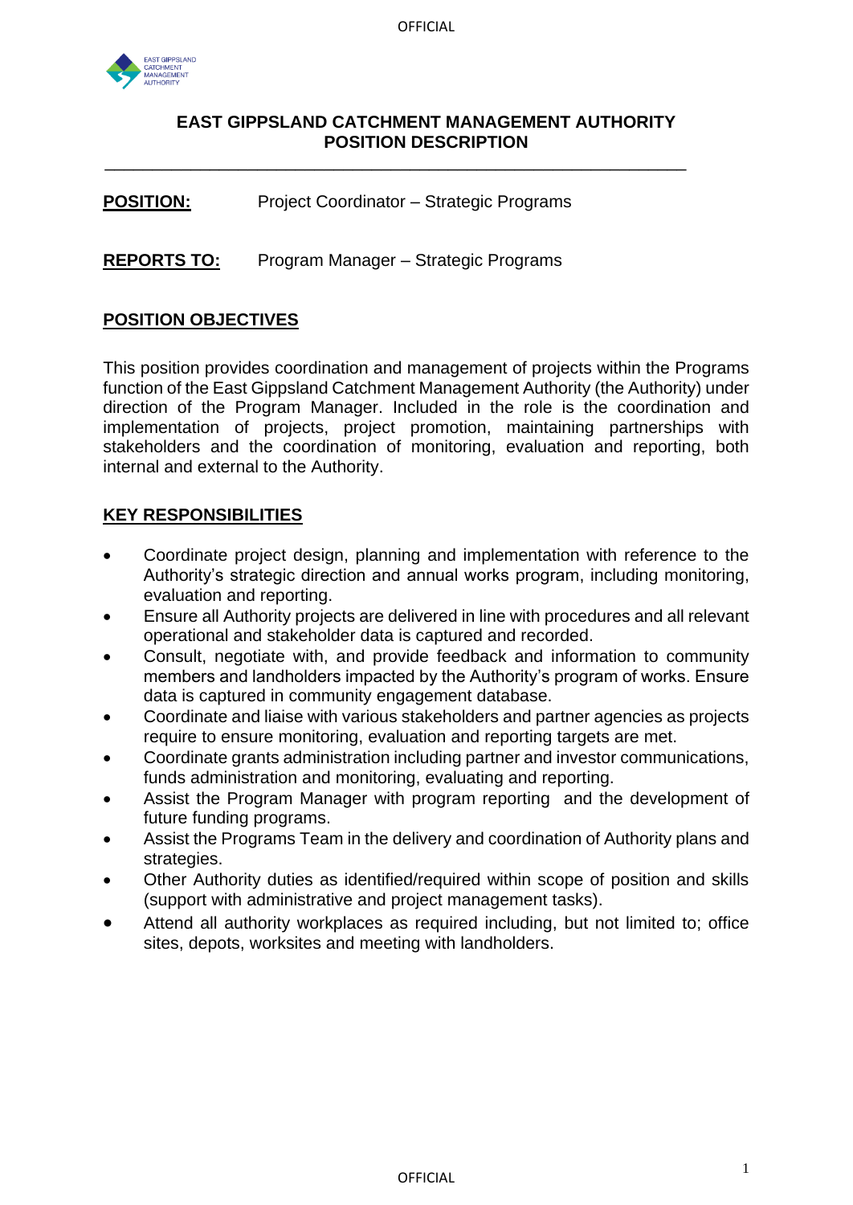# EAST GIPPSLAND CATCHMENT MANAGEMENT AUTHORITY POSITION DESCRIPTION

**POSITION:** Project Coordinator – Strategic Programs

**REPORTS TO:** Program Manager – Strategic Programs

## POSITION OBJECTIVES

This position provides coordination and management of projects within the Programs function of the East Gippsland Catchment Management Authority (the Authority) under direction of the Program Manager. Included in the role is the coordination and implementation of projects, project promotion, maintaining partnerships with stakeholders and the coordination of monitoring, evaluation and reporting, both internal and external to the Authority.

## KEY RESPONSIBILITIES

- Coordinate project design, planning and implementation with reference to the Authority's strategic direction and annual works program, including monitoring, evaluation and reporting.
- Ensure all Authority projects are delivered in line with procedures and all relevant operational and stakeholder data is captured and recorded.
- Consult, negotiate with, and provide feedback and information to community members and landholders impacted by the Authority's program of works. Ensure data is captured in community engagement database.
- Coordinate and liaise with various stakeholders and partner agencies as projects require to ensure monitoring, evaluation and reporting targets are met.
- Coordinate grants administration including partner and investor communications, funds administration and monitoring, evaluating and reporting.
- Assist the Program Manager with program reporting and the development of future funding programs.
- Assist the Programs Team in the delivery and coordination of Authority plans and strategies.
- Other Authority duties as identified/required within scope of position and skills (support with administrative and project management tasks).
- Attend all authority workplaces as required including, but not limited to; office sites, depots, worksites and meeting with landholders.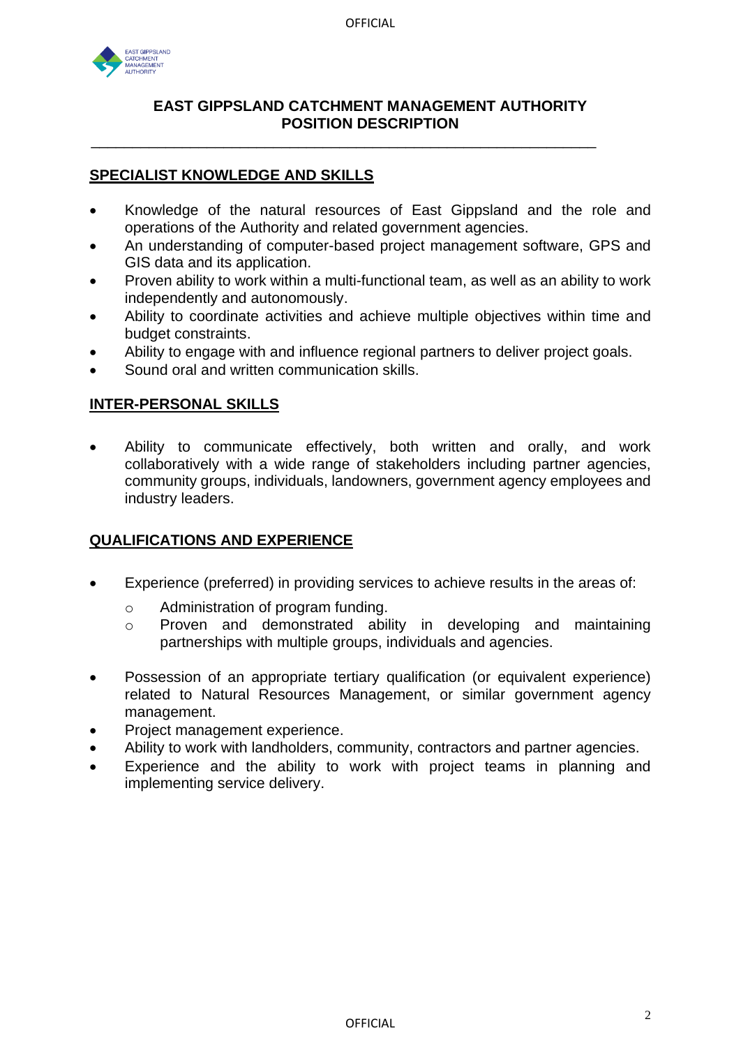# EAST GIPPSLAND CATCHMENT MANAGEMENT AUTHORITY POSITION DESCRIPTION

## SPECIALIST KNOWLEDGE AND SKILLS

- Knowledge of the natural resources of East Gippsland and the role and operations of the Authority and related government agencies.
- An understanding of computer-based project management software, GPS and GIS data and its application.
- Proven ability to work within a multi-functional team, as well as an ability to work independently and autonomously.
- Ability to coordinate activities and achieve multiple objectives within time and budget constraints.
- Ability to engage with and influence regional partners to deliver project goals.
- Sound oral and written communication skills.

## INTER-PERSONAL SKILLS

- Ability to communicate effectively, both written and orally, and work collaboratively with a wide range of stakeholders including partner agencies, community groups, individuals, landowners, government agency employees and industry leaders.

## QUALIFICATIONS AND EXPERIENCE

- Experience (preferred) in providing services to achieve results in the areas of:
  - Administration of program funding.
  - Proven and demonstrated ability in developing and maintaining partnerships with multiple groups, individuals and agencies.
- Possession of an appropriate tertiary qualification (or equivalent experience) related to Natural Resources Management, or similar government agency management.
- Project management experience.
- Ability to work with landholders, community, contractors and partner agencies.
- Experience and the ability to work with project teams in planning and implementing service delivery.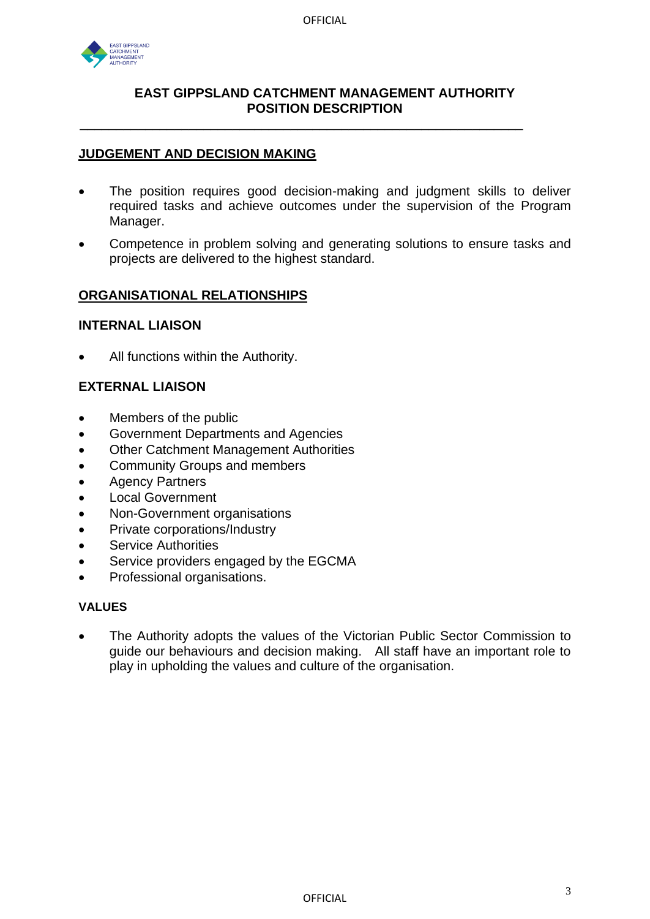## JUDGEMENT AND DECISION MAKING

- The position requires good decision-making and judgment skills to deliver required tasks and achieve outcomes under the supervision of the Program Manager.
- Competence in problem solving and generating solutions to ensure tasks and projects are delivered to the highest standard.

## ORGANISATIONAL RELATIONSHIPS

### INTERNAL LIAISON

- All functions within the Authority.

### EXTERNAL LIAISON

- Members of the public
- Government Departments and Agencies
- Other Catchment Management Authorities
- Community Groups and members
- Agency Partners
- Local Government
- Non-Government organisations
- Private corporations/Industry
- Service Authorities
- Service providers engaged by the EGCMA
- Professional organisations.

### VALUES

- The Authority adopts the values of the Victorian Public Sector Commission to guide our behaviours and decision making. All staff have an important role to play in upholding the values and culture of the organisation.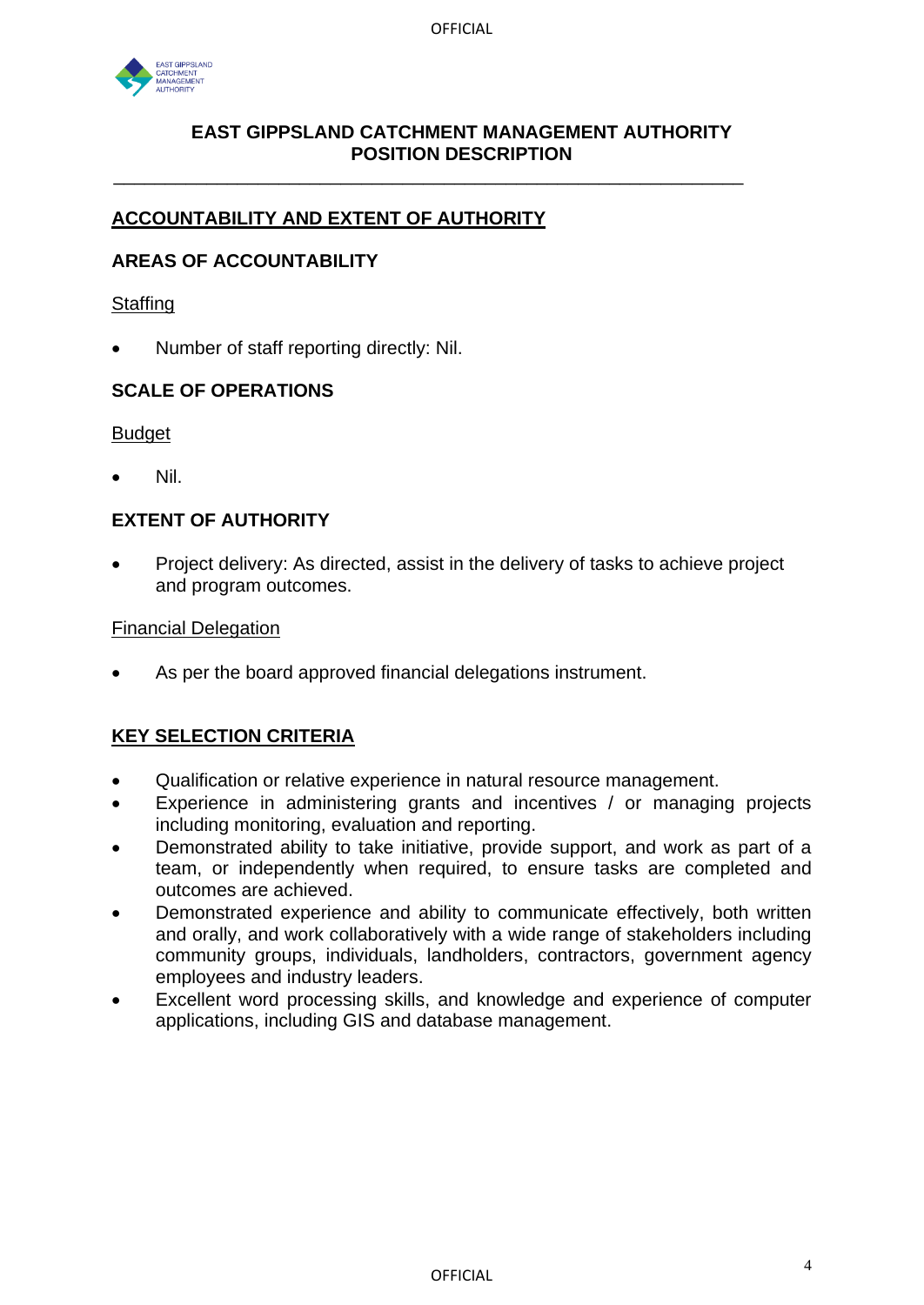# EAST GIPPSLAND CATCHMENT MANAGEMENT AUTHORITY
# POSITION DESCRIPTION

## ACCOUNTABILITY AND EXTENT OF AUTHORITY

### AREAS OF ACCOUNTABILITY

Staffing

- Number of staff reporting directly: Nil.

### SCALE OF OPERATIONS

Budget

- Nil.

### EXTENT OF AUTHORITY

- Project delivery: As directed, assist in the delivery of tasks to achieve project and program outcomes.

Financial Delegation

- As per the board approved financial delegations instrument.

## KEY SELECTION CRITERIA

- Qualification or relative experience in natural resource management.
- Experience in administering grants and incentives / or managing projects including monitoring, evaluation and reporting.
- Demonstrated ability to take initiative, provide support, and work as part of a team, or independently when required, to ensure tasks are completed and outcomes are achieved.
- Demonstrated experience and ability to communicate effectively, both written and orally, and work collaboratively with a wide range of stakeholders including community groups, individuals, landholders, contractors, government agency employees and industry leaders.
- Excellent word processing skills, and knowledge and experience of computer applications, including GIS and database management.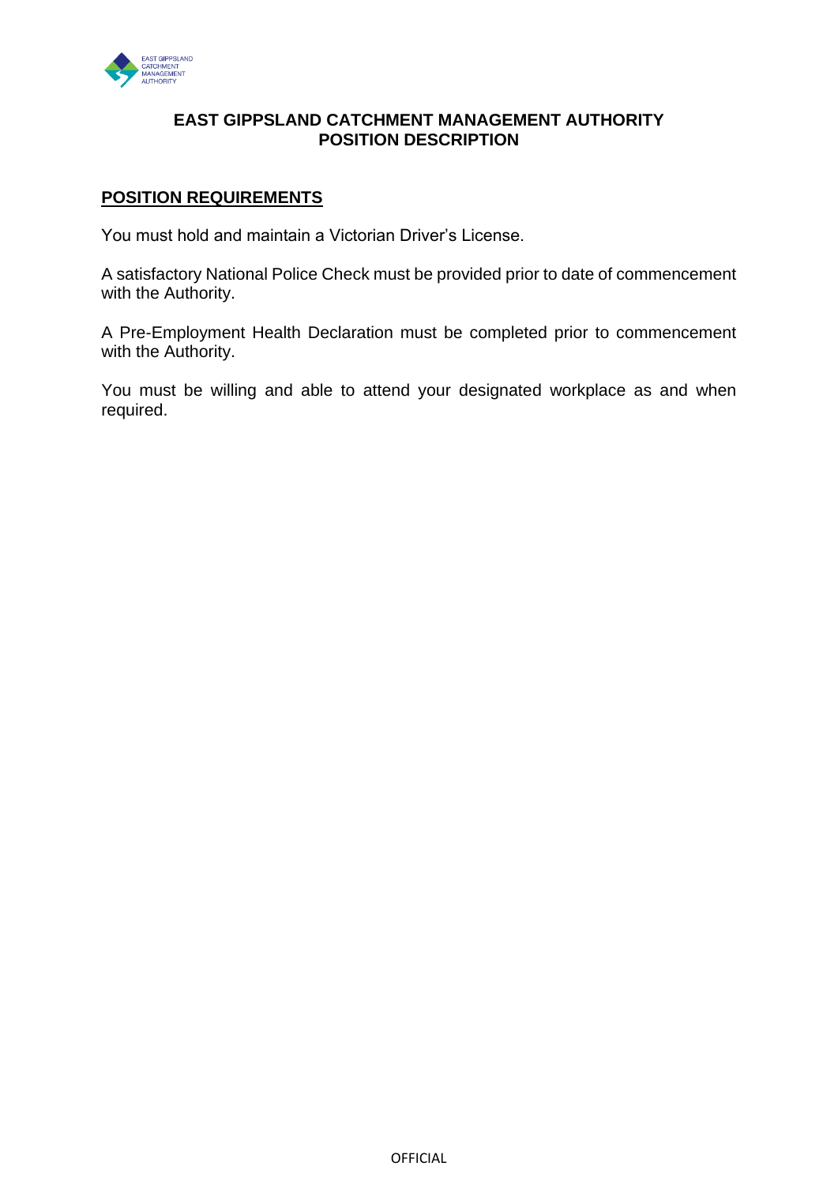**EAST GIPPSLAND CATCHMENT MANAGEMENT AUTHORITY**
**POSITION DESCRIPTION**

## POSITION REQUIREMENTS

You must hold and maintain a Victorian Driver's License.

A satisfactory National Police Check must be provided prior to date of commencement with the Authority.

A Pre-Employment Health Declaration must be completed prior to commencement with the Authority.

You must be willing and able to attend your designated workplace as and when required.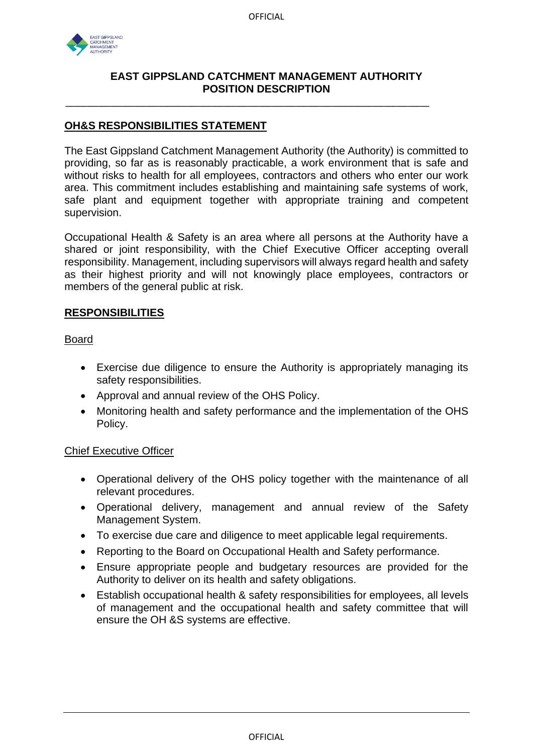**EAST GIPPSLAND CATCHMENT MANAGEMENT AUTHORITY**
**POSITION DESCRIPTION**

## OH&S RESPONSIBILITIES STATEMENT

The East Gippsland Catchment Management Authority (the Authority) is committed to providing, so far as is reasonably practicable, a work environment that is safe and without risks to health for all employees, contractors and others who enter our work area. This commitment includes establishing and maintaining safe systems of work, safe plant and equipment together with appropriate training and competent supervision.

Occupational Health & Safety is an area where all persons at the Authority have a shared or joint responsibility, with the Chief Executive Officer accepting overall responsibility. Management, including supervisors will always regard health and safety as their highest priority and will not knowingly place employees, contractors or members of the general public at risk.

## RESPONSIBILITIES

### Board

- Exercise due diligence to ensure the Authority is appropriately managing its safety responsibilities.
- Approval and annual review of the OHS Policy.
- Monitoring health and safety performance and the implementation of the OHS Policy.

### Chief Executive Officer

- Operational delivery of the OHS policy together with the maintenance of all relevant procedures.
- Operational delivery, management and annual review of the Safety Management System.
- To exercise due care and diligence to meet applicable legal requirements.
- Reporting to the Board on Occupational Health and Safety performance.
- Ensure appropriate people and budgetary resources are provided for the Authority to deliver on its health and safety obligations.
- Establish occupational health & safety responsibilities for employees, all levels of management and the occupational health and safety committee that will ensure the OH &S systems are effective.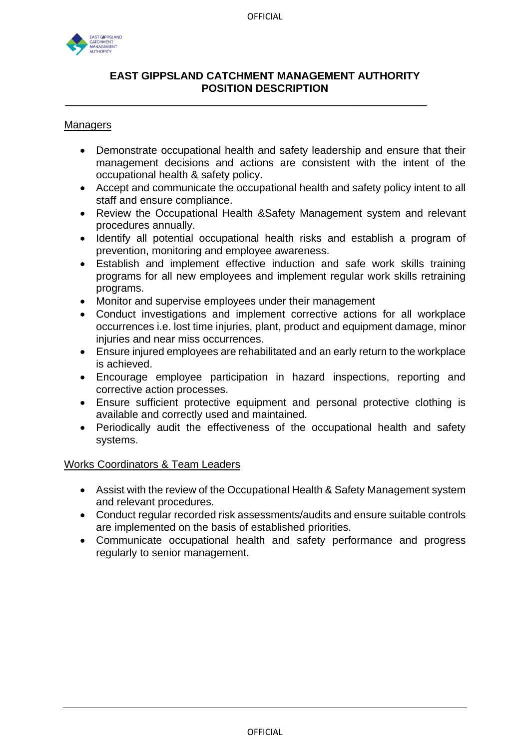**EAST GIPPSLAND CATCHMENT MANAGEMENT AUTHORITY**
**POSITION DESCRIPTION**

Managers

- Demonstrate occupational health and safety leadership and ensure that their management decisions and actions are consistent with the intent of the occupational health & safety policy.
- Accept and communicate the occupational health and safety policy intent to all staff and ensure compliance.
- Review the Occupational Health &Safety Management system and relevant procedures annually.
- Identify all potential occupational health risks and establish a program of prevention, monitoring and employee awareness.
- Establish and implement effective induction and safe work skills training programs for all new employees and implement regular work skills retraining programs.
- Monitor and supervise employees under their management
- Conduct investigations and implement corrective actions for all workplace occurrences i.e. lost time injuries, plant, product and equipment damage, minor injuries and near miss occurrences.
- Ensure injured employees are rehabilitated and an early return to the workplace is achieved.
- Encourage employee participation in hazard inspections, reporting and corrective action processes.
- Ensure sufficient protective equipment and personal protective clothing is available and correctly used and maintained.
- Periodically audit the effectiveness of the occupational health and safety systems.

Works Coordinators & Team Leaders

- Assist with the review of the Occupational Health & Safety Management system and relevant procedures.
- Conduct regular recorded risk assessments/audits and ensure suitable controls are implemented on the basis of established priorities.
- Communicate occupational health and safety performance and progress regularly to senior management.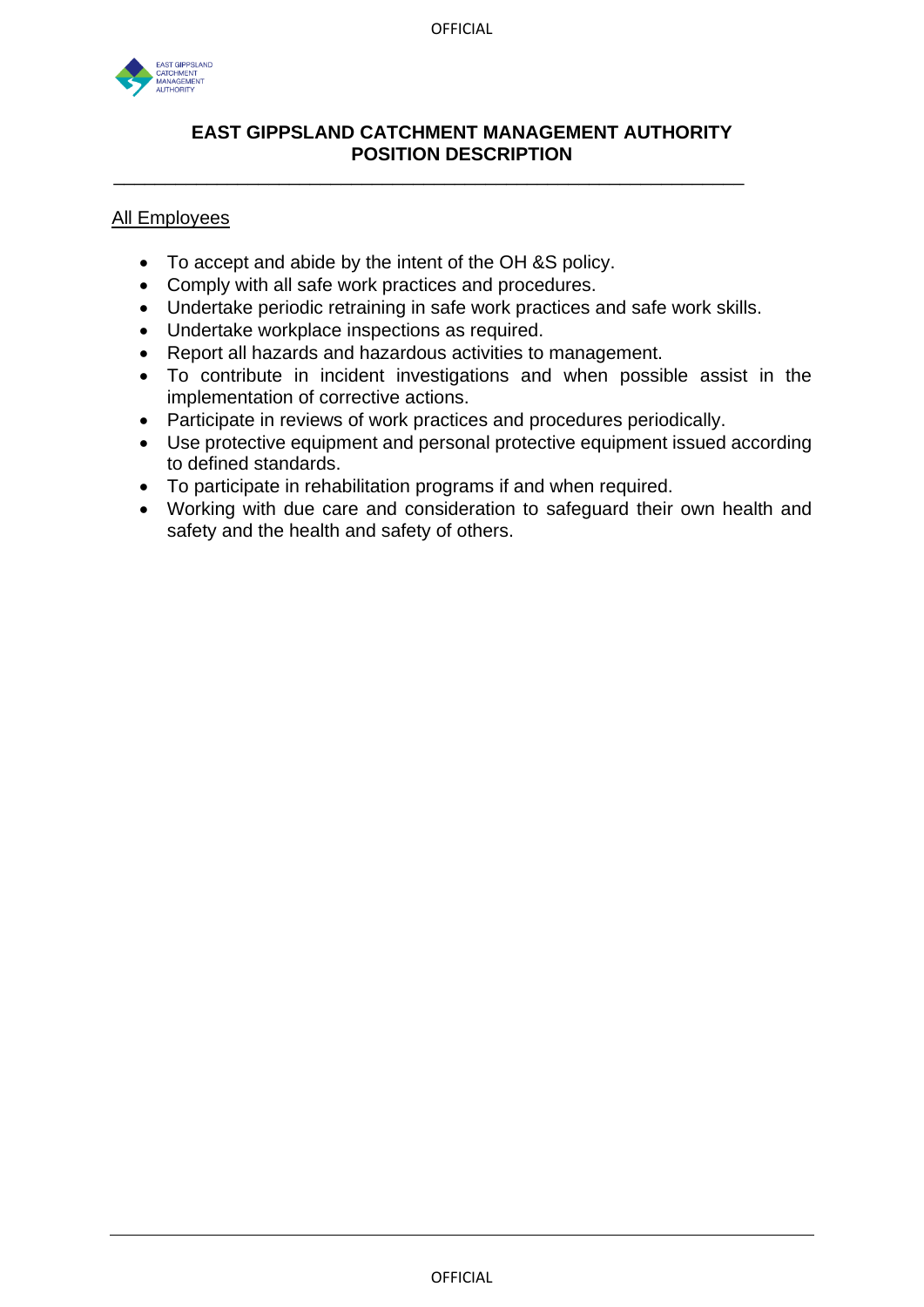# EAST GIPPSLAND CATCHMENT MANAGEMENT AUTHORITY
# POSITION DESCRIPTION

All Employees

- To accept and abide by the intent of the OH &S policy.
- Comply with all safe work practices and procedures.
- Undertake periodic retraining in safe work practices and safe work skills.
- Undertake workplace inspections as required.
- Report all hazards and hazardous activities to management.
- To contribute in incident investigations and when possible assist in the implementation of corrective actions.
- Participate in reviews of work practices and procedures periodically.
- Use protective equipment and personal protective equipment issued according to defined standards.
- To participate in rehabilitation programs if and when required.
- Working with due care and consideration to safeguard their own health and safety and the health and safety of others.